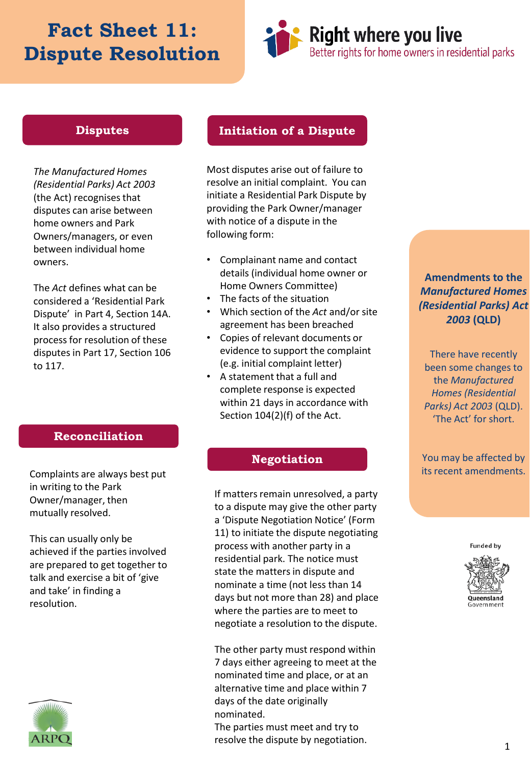# Fact Sheet 11: Dispute Resolution

**Right where you live**
Better rights for home owners in residential parks

## Disputes

*The Manufactured Homes (Residential Parks) Act 2003* (the Act) recognises that disputes can arise between home owners and Park Owners/managers, or even between individual home owners.

The *Act* defines what can be considered a 'Residential Park Dispute' in Part 4, Section 14A. It also provides a structured process for resolution of these disputes in Part 17, Section 106 to 117.

## Reconciliation

Complaints are always best put in writing to the Park Owner/manager, then mutually resolved.

This can usually only be achieved if the parties involved are prepared to get together to talk and exercise a bit of 'give and take' in finding a resolution.

## Initiation of a Dispute

Most disputes arise out of failure to resolve an initial complaint. You can initiate a Residential Park Dispute by providing the Park Owner/manager with notice of a dispute in the following form:

- Complainant name and contact details (individual home owner or Home Owners Committee)
- The facts of the situation
- Which section of the *Act* and/or site agreement has been breached
- Copies of relevant documents or evidence to support the complaint (e.g. initial complaint letter)
- A statement that a full and complete response is expected within 21 days in accordance with Section 104(2)(f) of the Act.

## Negotiation

If matters remain unresolved, a party to a dispute may give the other party a 'Dispute Negotiation Notice' (Form 11) to initiate the dispute negotiating process with another party in a residential park. The notice must state the matters in dispute and nominate a time (not less than 14 days but not more than 28) and place where the parties are to meet to negotiate a resolution to the dispute.

The other party must respond within 7 days either agreeing to meet at the nominated time and place, or at an alternative time and place within 7 days of the date originally nominated.
The parties must meet and try to resolve the dispute by negotiation.

**Amendments to the *Manufactured Homes (Residential Parks) Act 2003* (QLD)**

There have recently been some changes to the *Manufactured Homes (Residential Parks) Act 2003* (QLD). 'The Act' for short.

You may be affected by its recent amendments.

Funded by Queensland Government

ARPQ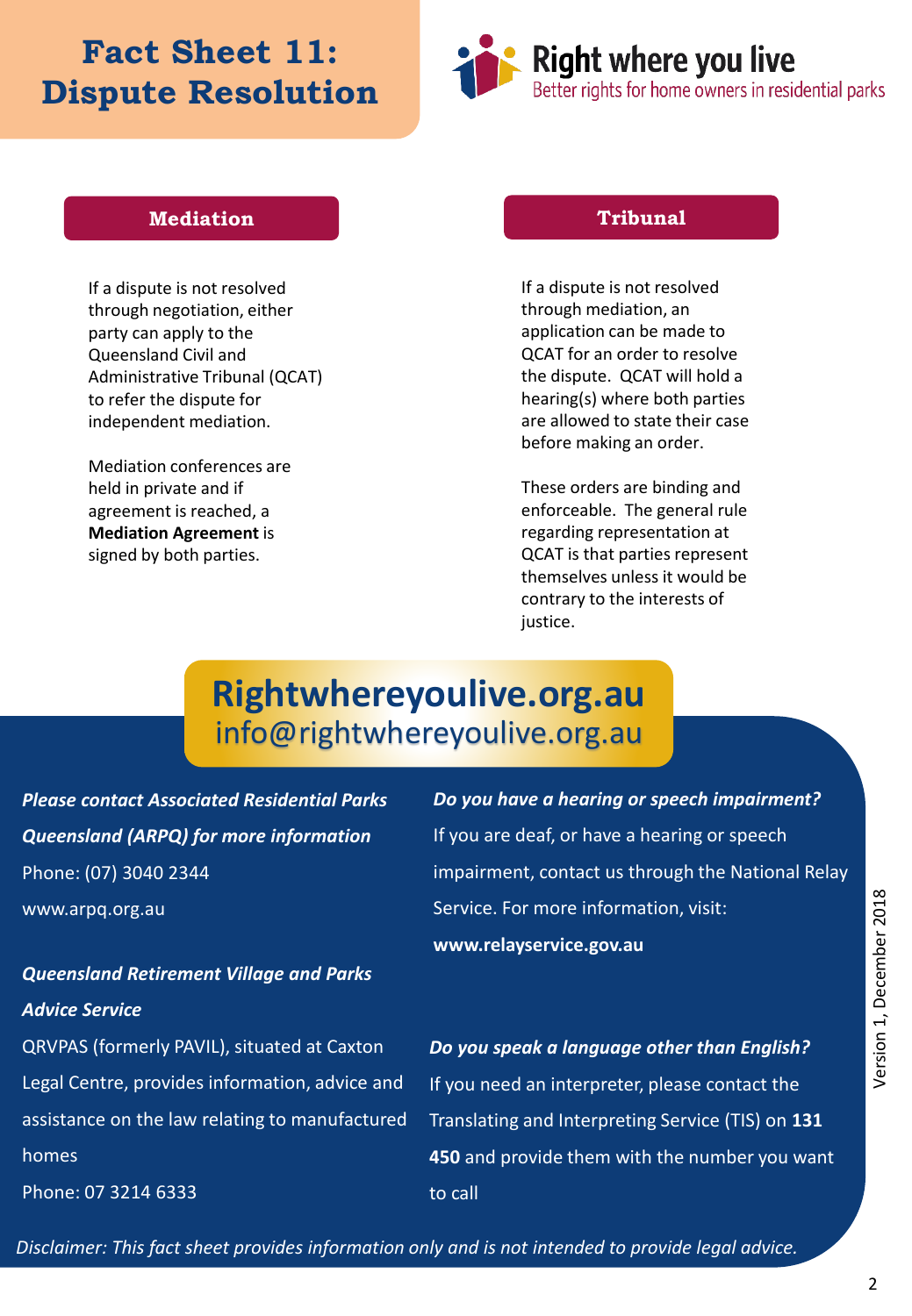# Fact Sheet 11: Dispute Resolution

**Right where you live**
Better rights for home owners in residential parks

## Mediation

If a dispute is not resolved through negotiation, either party can apply to the Queensland Civil and Administrative Tribunal (QCAT) to refer the dispute for independent mediation.

Mediation conferences are held in private and if agreement is reached, a **Mediation Agreement** is signed by both parties.

## Tribunal

If a dispute is not resolved through mediation, an application can be made to QCAT for an order to resolve the dispute. QCAT will hold a hearing(s) where both parties are allowed to state their case before making an order.

These orders are binding and enforceable. The general rule regarding representation at QCAT is that parties represent themselves unless it would be contrary to the interests of justice.

**Rightwhereyoulive.org.au**
info@rightwhereyoulive.org.au

***Please contact Associated Residential Parks Queensland (ARPQ) for more information***

Phone: (07) 3040 2344

www.arpq.org.au

***Queensland Retirement Village and Parks Advice Service***

QRVPAS (formerly PAVIL), situated at Caxton Legal Centre, provides information, advice and assistance on the law relating to manufactured homes

Phone: 07 3214 6333

***Do you have a hearing or speech impairment?***

If you are deaf, or have a hearing or speech impairment, contact us through the National Relay Service. For more information, visit: **www.relayservice.gov.au**

***Do you speak a language other than English?***

If you need an interpreter, please contact the Translating and Interpreting Service (TIS) on **131 450** and provide them with the number you want to call

Version 1, December 2018

*Disclaimer: This fact sheet provides information only and is not intended to provide legal advice.*